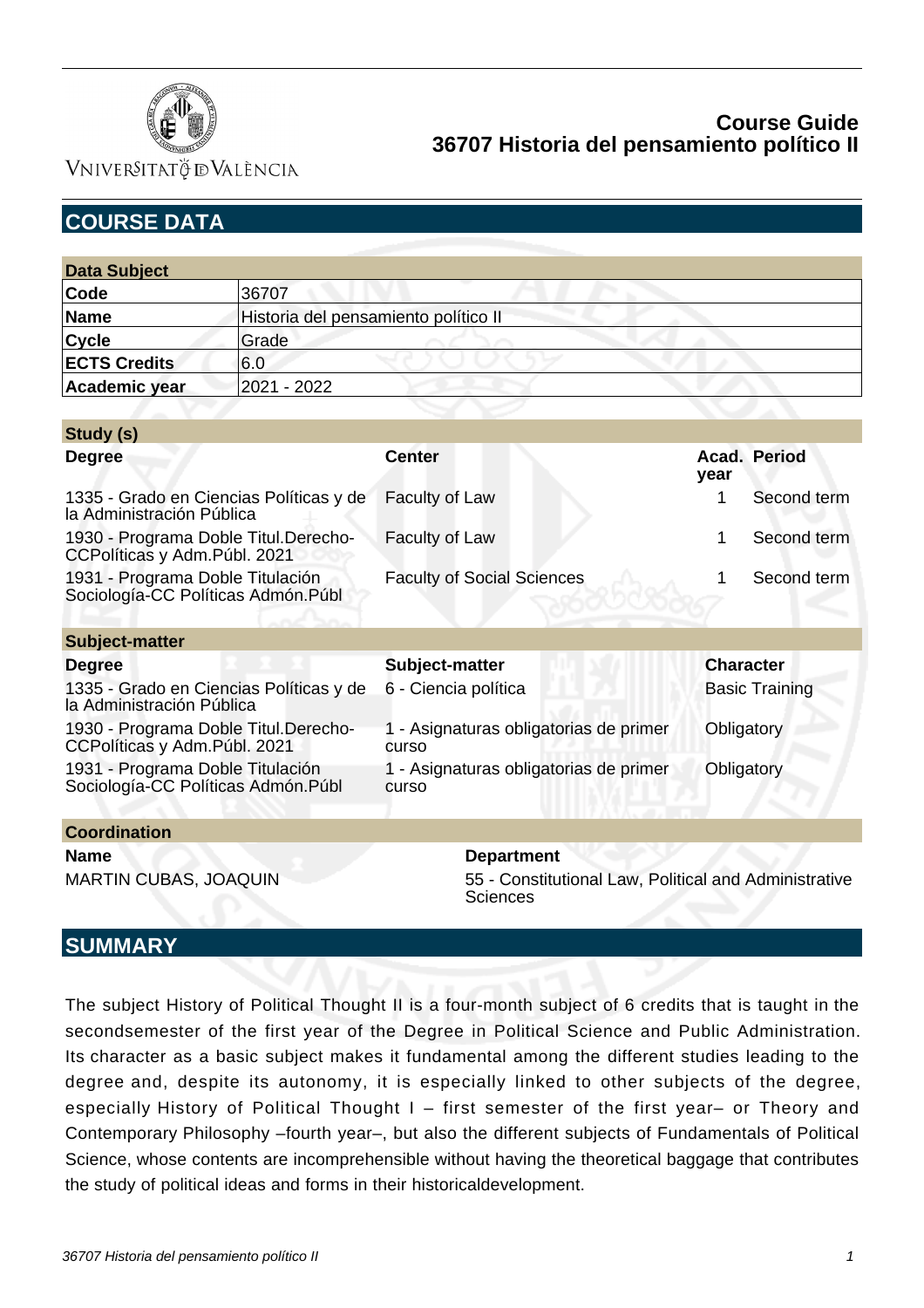# Course Guide
# 36707 Historia del pensamiento político II

## COURSE DATA

| Data Subject | |
|---|---|
| **Code** | 36707 |
| **Name** | Historia del pensamiento político II |
| **Cycle** | Grade |
| **ECTS Credits** | 6.0 |
| **Academic year** | 2021 - 2022 |

| Study (s) | | | |
|---|---|---|---|
| **Degree** | **Center** | **Acad. year** | **Period** |
| 1335 - Grado en Ciencias Políticas y de la Administración Pública | Faculty of Law | 1 | Second term |
| 1930 - Programa Doble Titul.Derecho-CCPolíticas y Adm.Públ. 2021 | Faculty of Law | 1 | Second term |
| 1931 - Programa Doble Titulación Sociología-CC Políticas Admón.Públ | Faculty of Social Sciences | 1 | Second term |

| Subject-matter | | |
|---|---|---|
| **Degree** | **Subject-matter** | **Character** |
| 1335 - Grado en Ciencias Políticas y de la Administración Pública | 6 - Ciencia política | Basic Training |
| 1930 - Programa Doble Titul.Derecho-CCPolíticas y Adm.Públ. 2021 | 1 - Asignaturas obligatorias de primer curso | Obligatory |
| 1931 - Programa Doble Titulación Sociología-CC Políticas Admón.Públ | 1 - Asignaturas obligatorias de primer curso | Obligatory |

| Coordination | |
|---|---|
| **Name** | **Department** |
| MARTIN CUBAS, JOAQUIN | 55 - Constitutional Law, Political and Administrative Sciences |

## SUMMARY

The subject History of Political Thought II is a four-month subject of 6 credits that is taught in the secondsemester of the first year of the Degree in Political Science and Public Administration. Its character as a basic subject makes it fundamental among the different studies leading to the degree and, despite its autonomy, it is especially linked to other subjects of the degree, especially History of Political Thought I – first semester of the first year– or Theory and Contemporary Philosophy –fourth year–, but also the different subjects of Fundamentals of Political Science, whose contents are incomprehensible without having the theoretical baggage that contributes the study of political ideas and forms in their historicaldevelopment.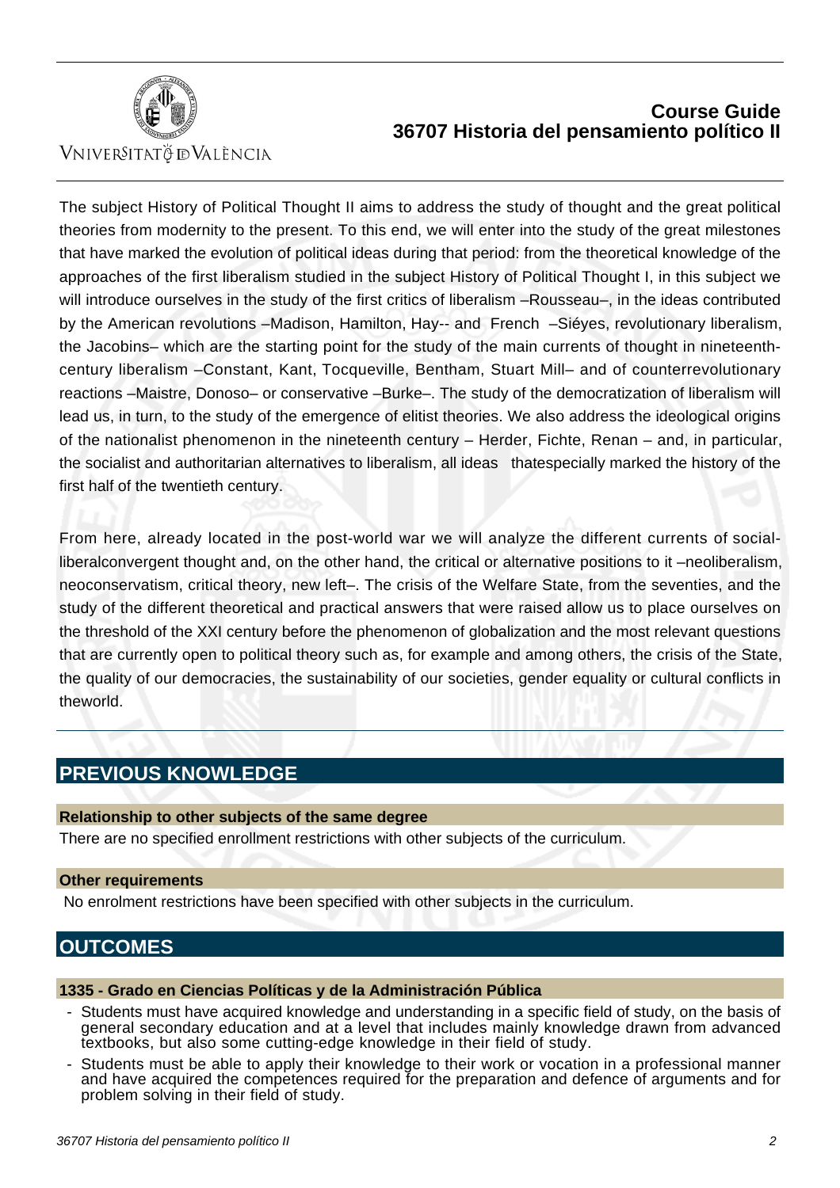The subject History of Political Thought II aims to address the study of thought and the great political theories from modernity to the present. To this end, we will enter into the study of the great milestones that have marked the evolution of political ideas during that period: from the theoretical knowledge of the approaches of the first liberalism studied in the subject History of Political Thought I, in this subject we will introduce ourselves in the study of the first critics of liberalism –Rousseau–, in the ideas contributed by the American revolutions –Madison, Hamilton, Hay-- and French –Siéyes, revolutionary liberalism, the Jacobins– which are the starting point for the study of the main currents of thought in nineteenth-century liberalism –Constant, Kant, Tocqueville, Bentham, Stuart Mill– and of counterrevolutionary reactions –Maistre, Donoso– or conservative –Burke–. The study of the democratization of liberalism will lead us, in turn, to the study of the emergence of elitist theories. We also address the ideological origins of the nationalist phenomenon in the nineteenth century – Herder, Fichte, Renan – and, in particular, the socialist and authoritarian alternatives to liberalism, all ideas thatespecially marked the history of the first half of the twentieth century.

From here, already located in the post-world war we will analyze the different currents of social-liberalconvergent thought and, on the other hand, the critical or alternative positions to it –neoliberalism, neoconservatism, critical theory, new left–. The crisis of the Welfare State, from the seventies, and the study of the different theoretical and practical answers that were raised allow us to place ourselves on the threshold of the XXI century before the phenomenon of globalization and the most relevant questions that are currently open to political theory such as, for example and among others, the crisis of the State, the quality of our democracies, the sustainability of our societies, gender equality or cultural conflicts in theworld.

## PREVIOUS KNOWLEDGE

### Relationship to other subjects of the same degree

There are no specified enrollment restrictions with other subjects of the curriculum.

### Other requirements

No enrolment restrictions have been specified with other subjects in the curriculum.

## OUTCOMES

### 1335 - Grado en Ciencias Políticas y de la Administración Pública

- Students must have acquired knowledge and understanding in a specific field of study, on the basis of general secondary education and at a level that includes mainly knowledge drawn from advanced textbooks, but also some cutting-edge knowledge in their field of study.
- Students must be able to apply their knowledge to their work or vocation in a professional manner and have acquired the competences required for the preparation and defence of arguments and for problem solving in their field of study.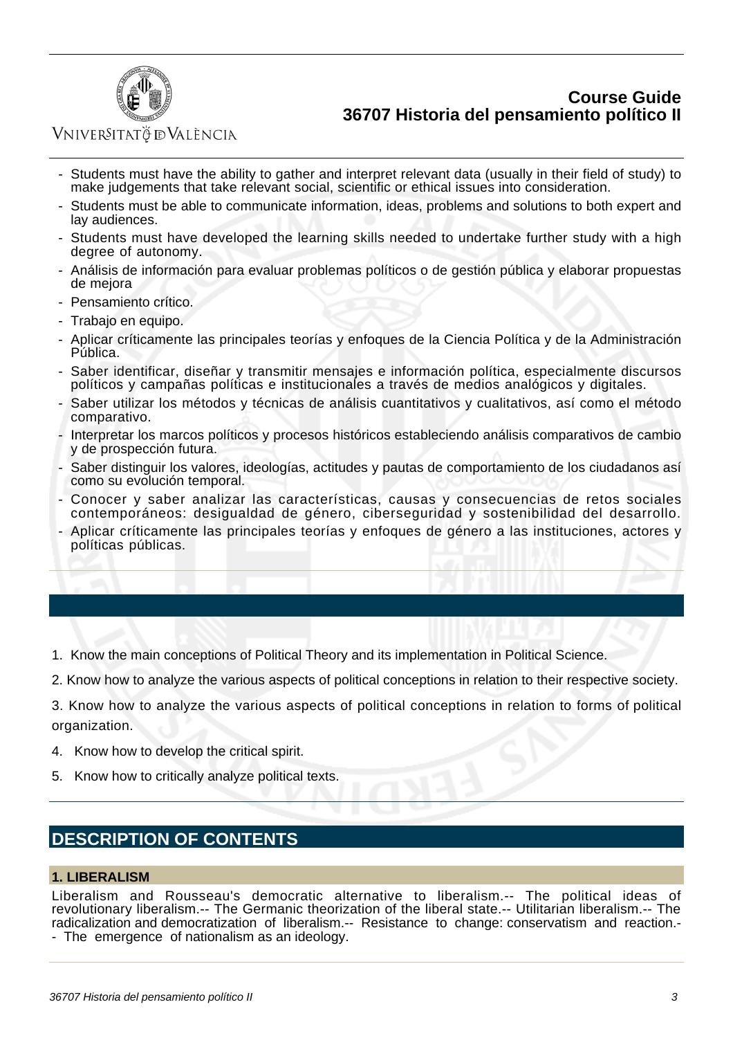- Students must have the ability to gather and interpret relevant data (usually in their field of study) to make judgements that take relevant social, scientific or ethical issues into consideration.
- Students must be able to communicate information, ideas, problems and solutions to both expert and lay audiences.
- Students must have developed the learning skills needed to undertake further study with a high degree of autonomy.
- Análisis de información para evaluar problemas políticos o de gestión pública y elaborar propuestas de mejora
- Pensamiento crítico.
- Trabajo en equipo.
- Aplicar críticamente las principales teorías y enfoques de la Ciencia Política y de la Administración Pública.
- Saber identificar, diseñar y transmitir mensajes e información política, especialmente discursos políticos y campañas políticas e institucionales a través de medios analógicos y digitales.
- Saber utilizar los métodos y técnicas de análisis cuantitativos y cualitativos, así como el método comparativo.
- Interpretar los marcos políticos y procesos históricos estableciendo análisis comparativos de cambio y de prospección futura.
- Saber distinguir los valores, ideologías, actitudes y pautas de comportamiento de los ciudadanos así como su evolución temporal.
- Conocer y saber analizar las características, causas y consecuencias de retos sociales contemporáneos: desigualdad de género, ciberseguridad y sostenibilidad del desarrollo.
- Aplicar críticamente las principales teorías y enfoques de género a las instituciones, actores y políticas públicas.

1. Know the main conceptions of Political Theory and its implementation in Political Science.
2. Know how to analyze the various aspects of political conceptions in relation to their respective society.
3. Know how to analyze the various aspects of political conceptions in relation to forms of political organization.
4. Know how to develop the critical spirit.
5. Know how to critically analyze political texts.

## DESCRIPTION OF CONTENTS

### 1. LIBERALISM

Liberalism and Rousseau's democratic alternative to liberalism.-- The political ideas of revolutionary liberalism.-- The Germanic theorization of the liberal state.-- Utilitarian liberalism.-- The radicalization and democratization of liberalism.-- Resistance to change: conservatism and reaction.-- The emergence of nationalism as an ideology.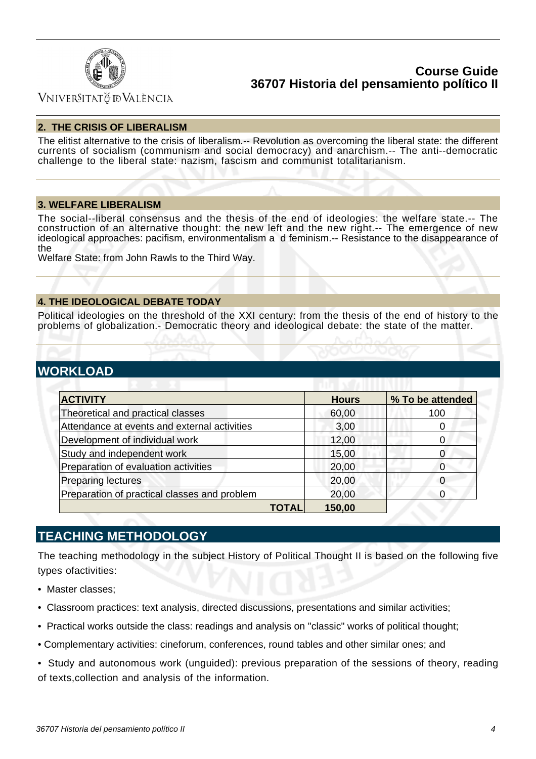### 2. THE CRISIS OF LIBERALISM

The elitist alternative to the crisis of liberalism.-- Revolution as overcoming the liberal state: the different currents of socialism (communism and social democracy) and anarchism.-- The anti--democratic challenge to the liberal state: nazism, fascism and communist totalitarianism.

### 3. WELFARE LIBERALISM

The social--liberal consensus and the thesis of the end of ideologies: the welfare state.-- The construction of an alternative thought: the new left and the new right.-- The emergence of new ideological approaches: pacifism, environmentalism a d feminism.-- Resistance to the disappearance of the
Welfare State: from John Rawls to the Third Way.

### 4. THE IDEOLOGICAL DEBATE TODAY

Political ideologies on the threshold of the XXI century: from the thesis of the end of history to the problems of globalization.- Democratic theory and ideological debate: the state of the matter.

## WORKLOAD

| ACTIVITY | Hours | % To be attended |
|---|---|---|
| Theoretical and practical classes | 60,00 | 100 |
| Attendance at events and external activities | 3,00 | 0 |
| Development of individual work | 12,00 | 0 |
| Study and independent work | 15,00 | 0 |
| Preparation of evaluation activities | 20,00 | 0 |
| Preparing lectures | 20,00 | 0 |
| Preparation of practical classes and problem | 20,00 | 0 |
| **TOTAL** | **150,00** | |

## TEACHING METHODOLOGY

The teaching methodology in the subject History of Political Thought II is based on the following five types ofactivities:

- Master classes;
- Classroom practices: text analysis, directed discussions, presentations and similar activities;
- Practical works outside the class: readings and analysis on "classic" works of political thought;
- Complementary activities: cineforum, conferences, round tables and other similar ones; and
- Study and autonomous work (unguided): previous preparation of the sessions of theory, reading of texts,collection and analysis of the information.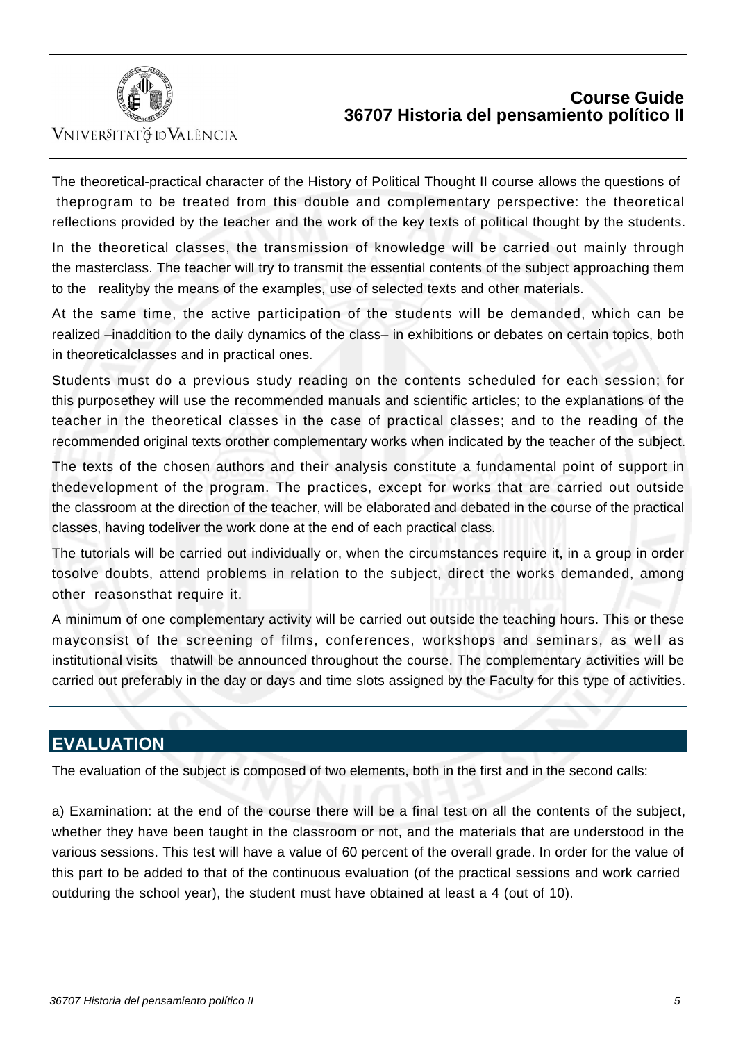The theoretical-practical character of the History of Political Thought II course allows the questions of theprogram to be treated from this double and complementary perspective: the theoretical reflections provided by the teacher and the work of the key texts of political thought by the students.

In the theoretical classes, the transmission of knowledge will be carried out mainly through the masterclass. The teacher will try to transmit the essential contents of the subject approaching them to the realityby the means of the examples, use of selected texts and other materials.

At the same time, the active participation of the students will be demanded, which can be realized –inaddition to the daily dynamics of the class– in exhibitions or debates on certain topics, both in theoreticalclasses and in practical ones.

Students must do a previous study reading on the contents scheduled for each session; for this purposethey will use the recommended manuals and scientific articles; to the explanations of the teacher in the theoretical classes in the case of practical classes; and to the reading of the recommended original texts orother complementary works when indicated by the teacher of the subject.

The texts of the chosen authors and their analysis constitute a fundamental point of support in thedevelopment of the program. The practices, except for works that are carried out outside the classroom at the direction of the teacher, will be elaborated and debated in the course of the practical classes, having todeliver the work done at the end of each practical class.

The tutorials will be carried out individually or, when the circumstances require it, in a group in order tosolve doubts, attend problems in relation to the subject, direct the works demanded, among other reasonsthat require it.

A minimum of one complementary activity will be carried out outside the teaching hours. This or these mayconsist of the screening of films, conferences, workshops and seminars, as well as institutional visits thatwill be announced throughout the course. The complementary activities will be carried out preferably in the day or days and time slots assigned by the Faculty for this type of activities.

## EVALUATION

The evaluation of the subject is composed of two elements, both in the first and in the second calls:

a) Examination: at the end of the course there will be a final test on all the contents of the subject, whether they have been taught in the classroom or not, and the materials that are understood in the various sessions. This test will have a value of 60 percent of the overall grade. In order for the value of this part to be added to that of the continuous evaluation (of the practical sessions and work carried outduring the school year), the student must have obtained at least a 4 (out of 10).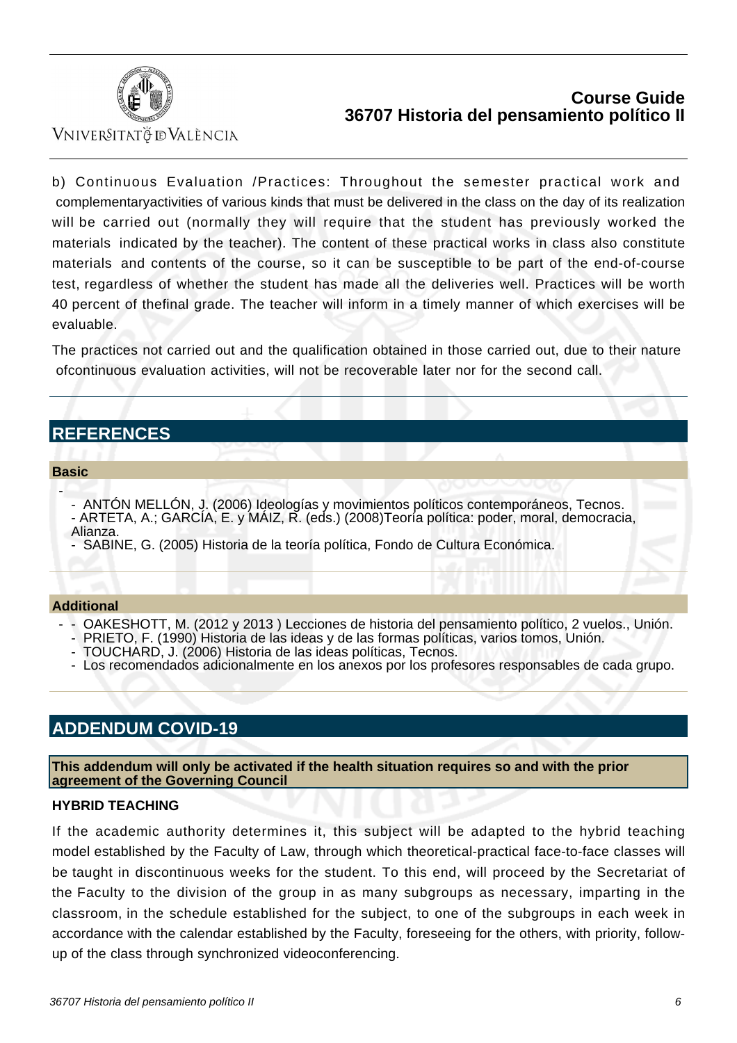b) Continuous Evaluation /Practices: Throughout the semester practical work and complementaryactivities of various kinds that must be delivered in the class on the day of its realization will be carried out (normally they will require that the student has previously worked the materials indicated by the teacher). The content of these practical works in class also constitute materials and contents of the course, so it can be susceptible to be part of the end-of-course test, regardless of whether the student has made all the deliveries well. Practices will be worth 40 percent of thefinal grade. The teacher will inform in a timely manner of which exercises will be evaluable.

The practices not carried out and the qualification obtained in those carried out, due to their nature ofcontinuous evaluation activities, will not be recoverable later nor for the second call.

## REFERENCES

### Basic

- 
  - ANTÓN MELLÓN, J. (2006) Ideologías y movimientos políticos contemporáneos, Tecnos.
  - ARTETA, A.; GARCÍA, E. y MÁIZ, R. (eds.) (2008)Teoría política: poder, moral, democracia, Alianza.
  - SABINE, G. (2005) Historia de la teoría política, Fondo de Cultura Económica.

### Additional

- 
  - OAKESHOTT, M. (2012 y 2013 ) Lecciones de historia del pensamiento político, 2 vuelos., Unión.
  - PRIETO, F. (1990) Historia de las ideas y de las formas políticas, varios tomos, Unión.
  - TOUCHARD, J. (2006) Historia de las ideas políticas, Tecnos.
  - Los recomendados adicionalmente en los anexos por los profesores responsables de cada grupo.

## ADDENDUM COVID-19

**This addendum will only be activated if the health situation requires so and with the prior agreement of the Governing Council**

**HYBRID TEACHING**

If the academic authority determines it, this subject will be adapted to the hybrid teaching model established by the Faculty of Law, through which theoretical-practical face-to-face classes will be taught in discontinuous weeks for the student. To this end, will proceed by the Secretariat of the Faculty to the division of the group in as many subgroups as necessary, imparting in the classroom, in the schedule established for the subject, to one of the subgroups in each week in accordance with the calendar established by the Faculty, foreseeing for the others, with priority, follow-up of the class through synchronized videoconferencing.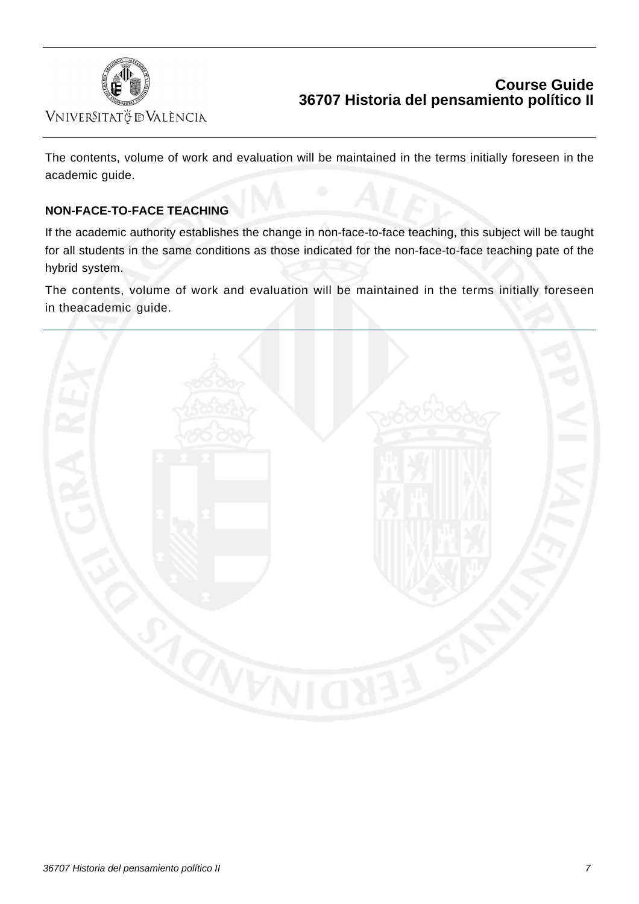The contents, volume of work and evaluation will be maintained in the terms initially foreseen in the academic guide.

**NON-FACE-TO-FACE TEACHING**

If the academic authority establishes the change in non-face-to-face teaching, this subject will be taught for all students in the same conditions as those indicated for the non-face-to-face teaching pate of the hybrid system.

The contents, volume of work and evaluation will be maintained in the terms initially foreseen in theacademic guide.